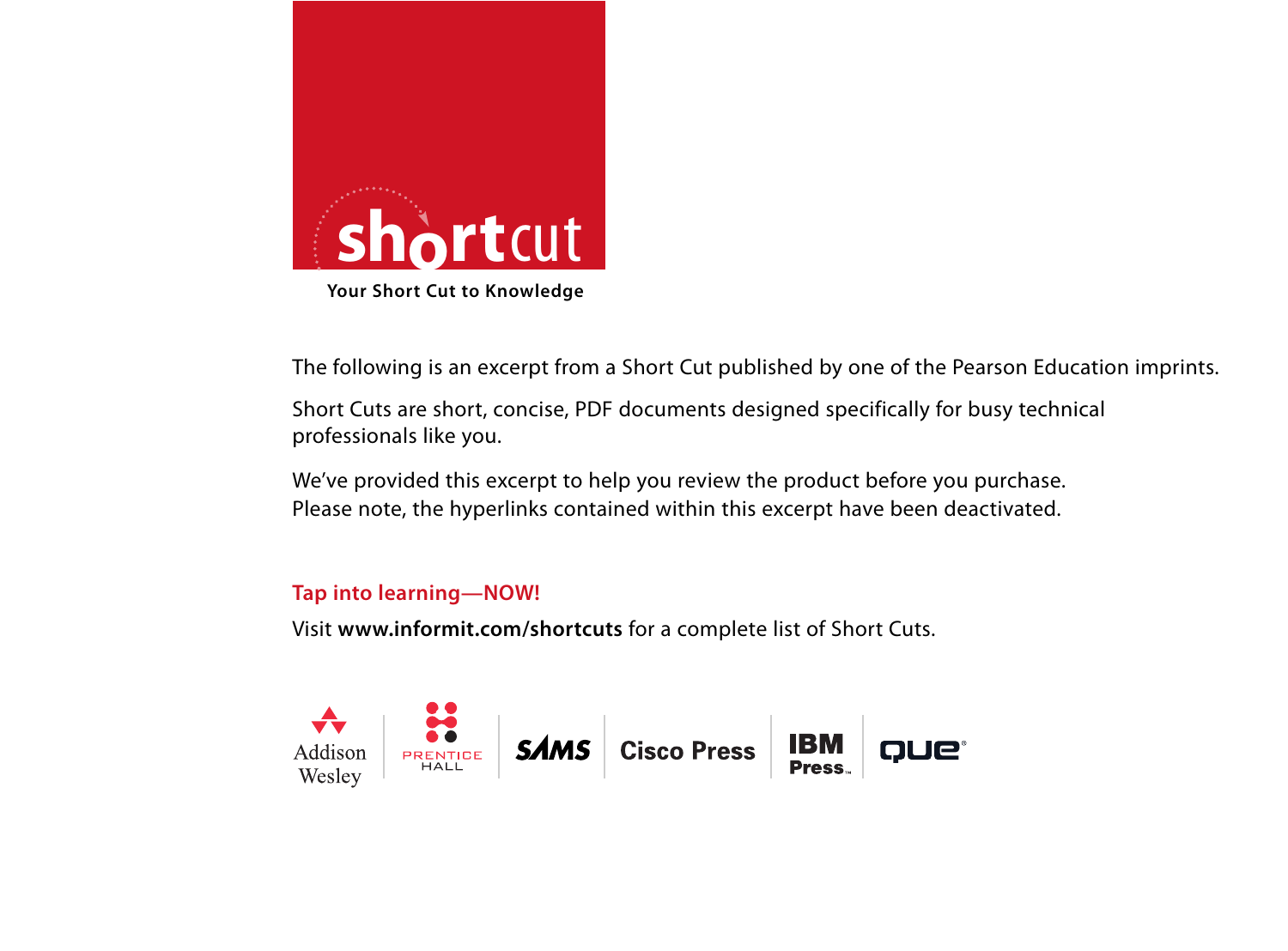shortcut

Your Short Cut to Knowledge

The following is an excerpt from a Short Cut published by one of the Pearson Education imprints.

Short Cuts are short, concise, PDF documents designed specifically for busy technical professionals like you.

We've provided this excerpt to help you review the product before you purchase. Please note, the hyperlinks contained within this excerpt have been deactivated.

**Tap into learning—NOW!**

Visit **www.informit.com/shortcuts** for a complete list of Short Cuts.

Addison Wesley | Prentice Hall | SAMS | Cisco Press | IBM Press | QUE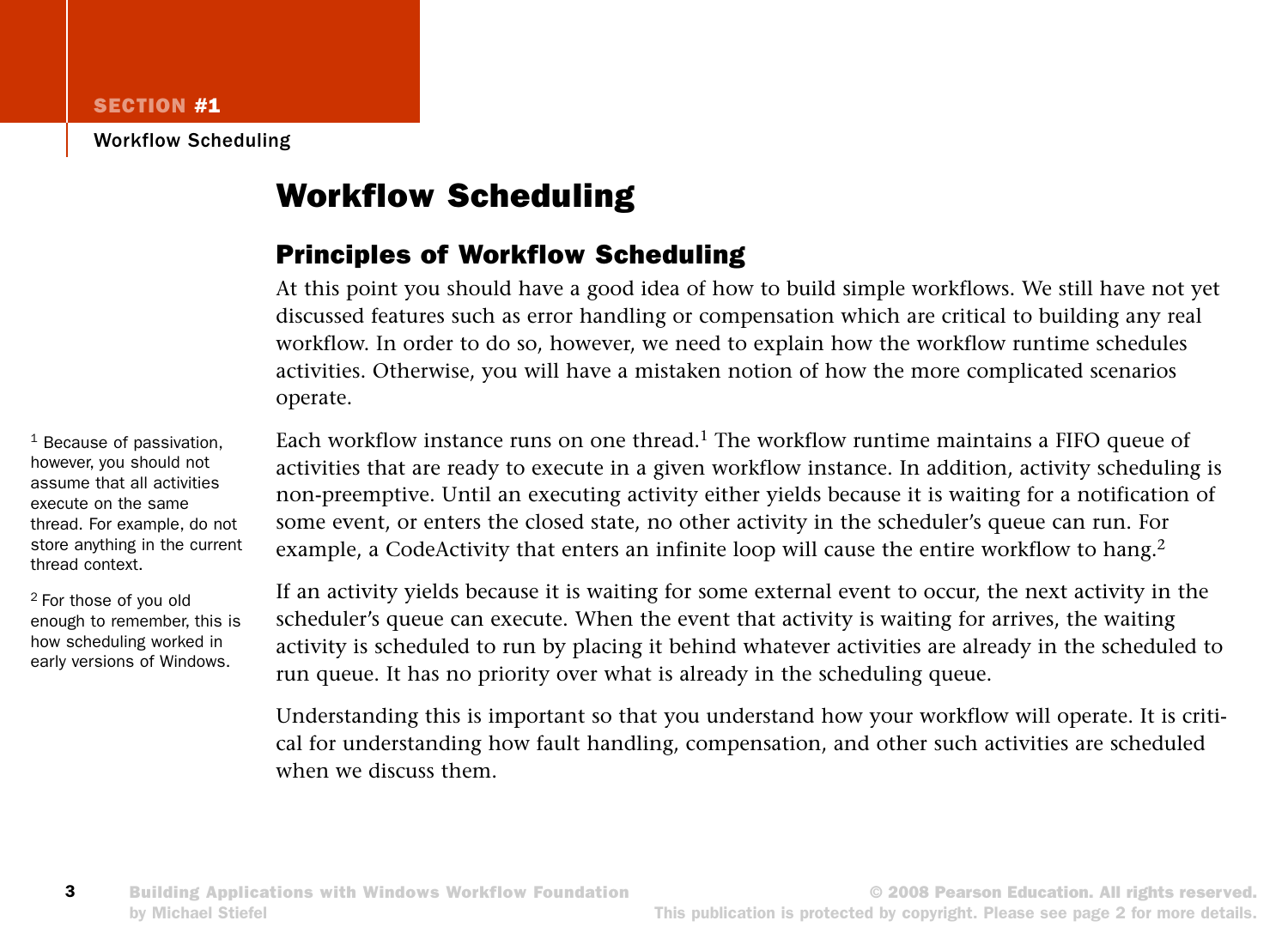# Workflow Scheduling

## Principles of Workflow Scheduling

At this point you should have a good idea of how to build simple workflows. We still have not yet discussed features such as error handling or compensation which are critical to building any real workflow. In order to do so, however, we need to explain how the workflow runtime schedules activities. Otherwise, you will have a mistaken notion of how the more complicated scenarios operate.

Each workflow instance runs on one thread.[1] The workflow runtime maintains a FIFO queue of activities that are ready to execute in a given workflow instance. In addition, activity scheduling is non-preemptive. Until an executing activity either yields because it is waiting for a notification of some event, or enters the closed state, no other activity in the scheduler's queue can run. For example, a CodeActivity that enters an infinite loop will cause the entire workflow to hang.[2]

If an activity yields because it is waiting for some external event to occur, the next activity in the scheduler's queue can execute. When the event that activity is waiting for arrives, the waiting activity is scheduled to run by placing it behind whatever activities are already in the scheduled to run queue. It has no priority over what is already in the scheduling queue.

Understanding this is important so that you understand how your workflow will operate. It is critical for understanding how fault handling, compensation, and other such activities are scheduled when we discuss them.

[1] Because of passivation, however, you should not assume that all activities execute on the same thread. For example, do not store anything in the current thread context.

[2] For those of you old enough to remember, this is how scheduling worked in early versions of Windows.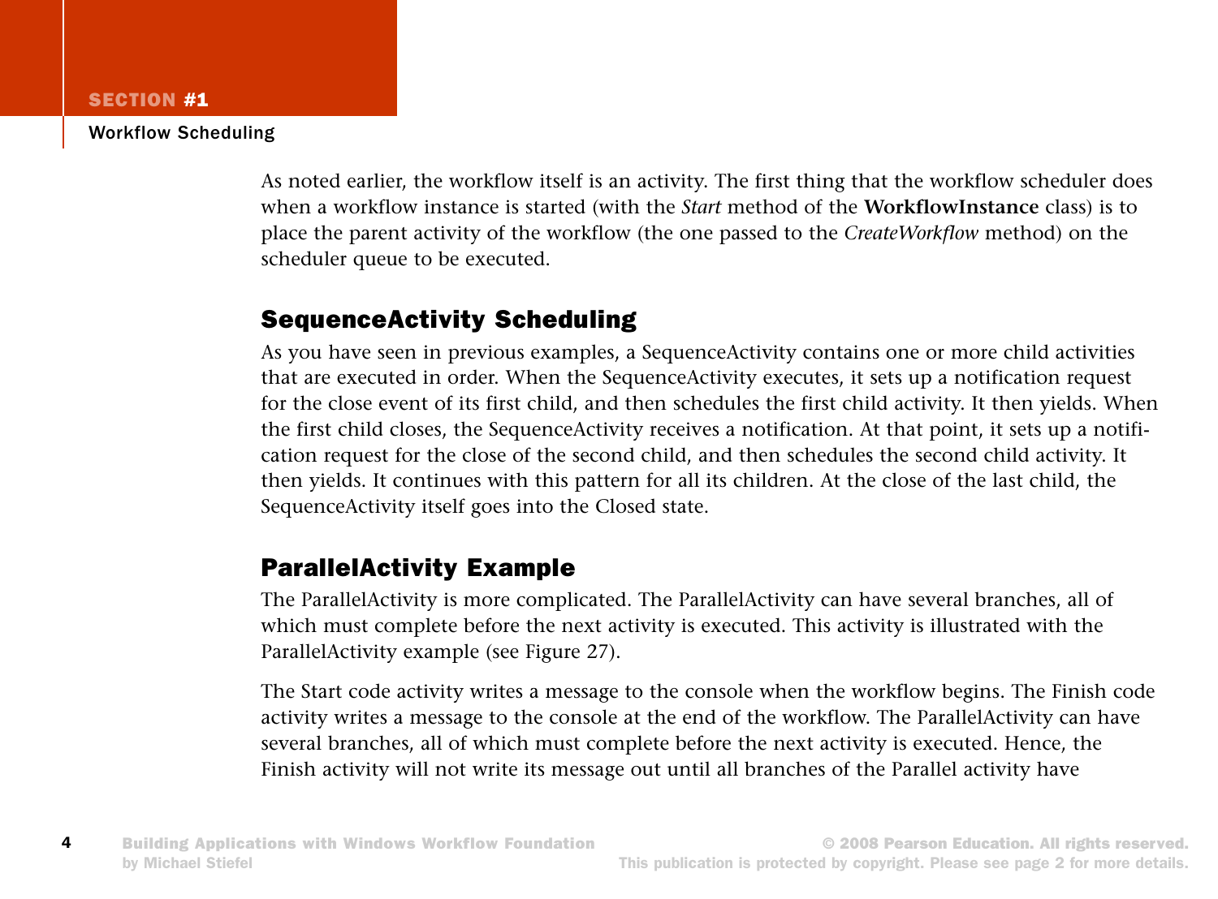As noted earlier, the workflow itself is an activity. The first thing that the workflow scheduler does when a workflow instance is started (with the *Start* method of the **WorkflowInstance** class) is to place the parent activity of the workflow (the one passed to the *CreateWorkflow* method) on the scheduler queue to be executed.

## SequenceActivity Scheduling

As you have seen in previous examples, a SequenceActivity contains one or more child activities that are executed in order. When the SequenceActivity executes, it sets up a notification request for the close event of its first child, and then schedules the first child activity. It then yields. When the first child closes, the SequenceActivity receives a notification. At that point, it sets up a notification request for the close of the second child, and then schedules the second child activity. It then yields. It continues with this pattern for all its children. At the close of the last child, the SequenceActivity itself goes into the Closed state.

## ParallelActivity Example

The ParallelActivity is more complicated. The ParallelActivity can have several branches, all of which must complete before the next activity is executed. This activity is illustrated with the ParallelActivity example (see Figure 27).

The Start code activity writes a message to the console when the workflow begins. The Finish code activity writes a message to the console at the end of the workflow. The ParallelActivity can have several branches, all of which must complete before the next activity is executed. Hence, the Finish activity will not write its message out until all branches of the Parallel activity have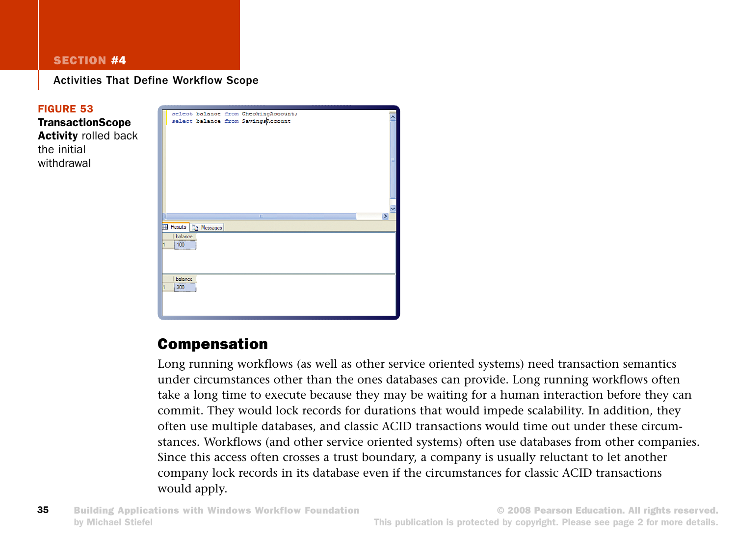**FIGURE 53**
**TransactionScope Activity** rolled back the initial withdrawal

## Compensation

Long running workflows (as well as other service oriented systems) need transaction semantics under circumstances other than the ones databases can provide. Long running workflows often take a long time to execute because they may be waiting for a human interaction before they can commit. They would lock records for durations that would impede scalability. In addition, they often use multiple databases, and classic ACID transactions would time out under these circumstances. Workflows (and other service oriented systems) often use databases from other companies. Since this access often crosses a trust boundary, a company is usually reluctant to let another company lock records in its database even if the circumstances for classic ACID transactions would apply.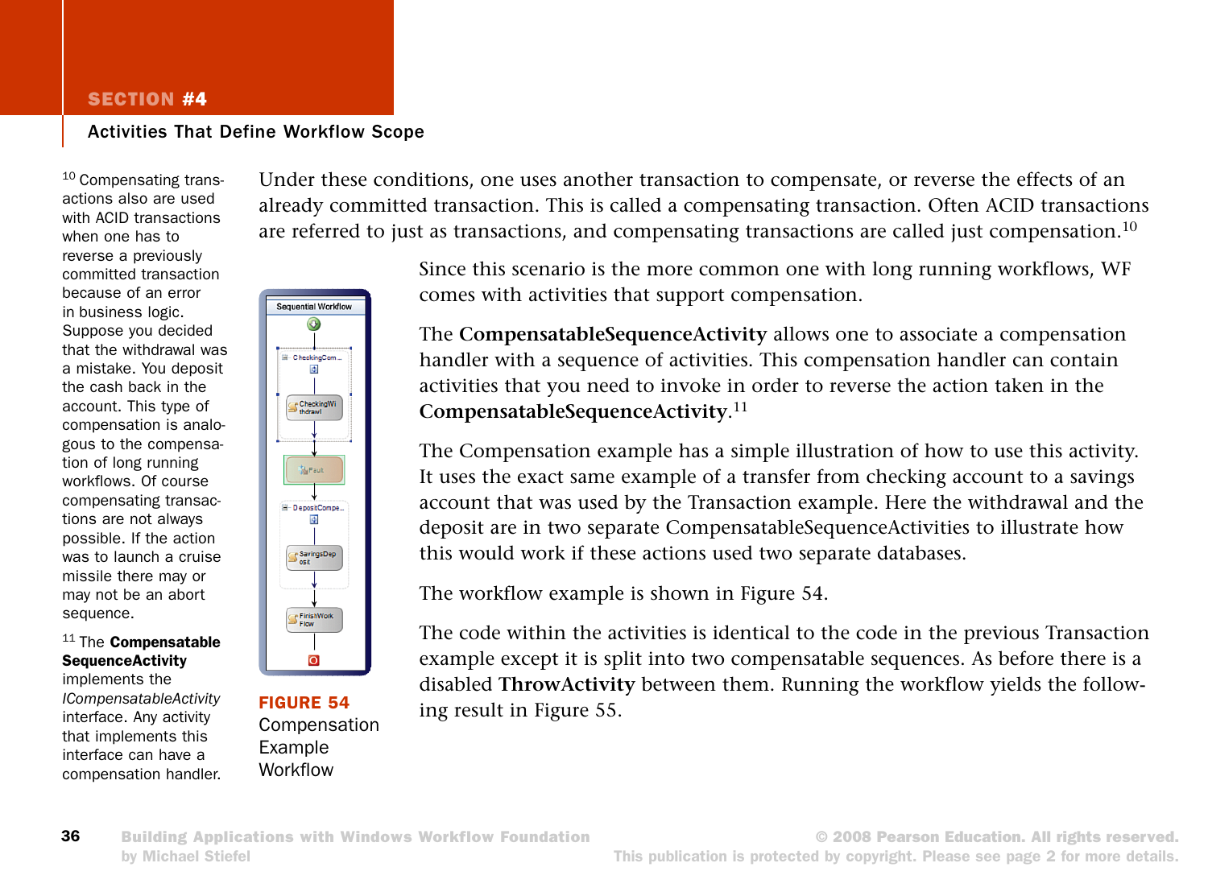Under these conditions, one uses another transaction to compensate, or reverse the effects of an already committed transaction. This is called a compensating transaction. Often ACID transactions are referred to just as transactions, and compensating transactions are called just compensation.[10]

Since this scenario is the more common one with long running workflows, WF comes with activities that support compensation.

The **CompensatableSequenceActivity** allows one to associate a compensation handler with a sequence of activities. This compensation handler can contain activities that you need to invoke in order to reverse the action taken in the **CompensatableSequenceActivity**.[11]

The Compensation example has a simple illustration of how to use this activity. It uses the exact same example of a transfer from checking account to a savings account that was used by the Transaction example. Here the withdrawal and the deposit are in two separate CompensatableSequenceActivities to illustrate how this would work if these actions used two separate databases.

The workflow example is shown in Figure 54.

The code within the activities is identical to the code in the previous Transaction example except it is split into two compensatable sequences. As before there is a disabled **ThrowActivity** between them. Running the workflow yields the following result in Figure 55.

**FIGURE 54** Compensation Example Workflow

[10] Compensating transactions also are used with ACID transactions when one has to reverse a previously committed transaction because of an error in business logic. Suppose you decided that the withdrawal was a mistake. You deposit the cash back in the account. This type of compensation is analogous to the compensation of long running workflows. Of course compensating transactions are not always possible. If the action was to launch a cruise missile there may or may not be an abort sequence.

[11] The **Compensatable SequenceActivity** implements the *ICompensatableActivity* interface. Any activity that implements this interface can have a compensation handler.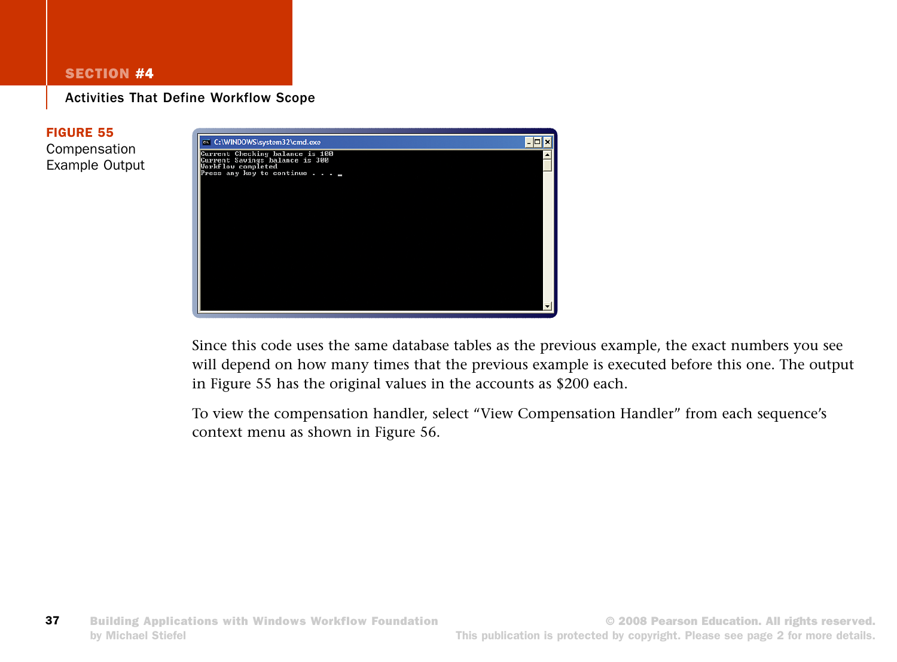**FIGURE 55**
Compensation Example Output

```
Current Checking balance is 100
Current Savings balance is 300
Workflow completed
Press any key to continue . . .
```

Since this code uses the same database tables as the previous example, the exact numbers you see will depend on how many times that the previous example is executed before this one. The output in Figure 55 has the original values in the accounts as $200 each.

To view the compensation handler, select “View Compensation Handler” from each sequence’s context menu as shown in Figure 56.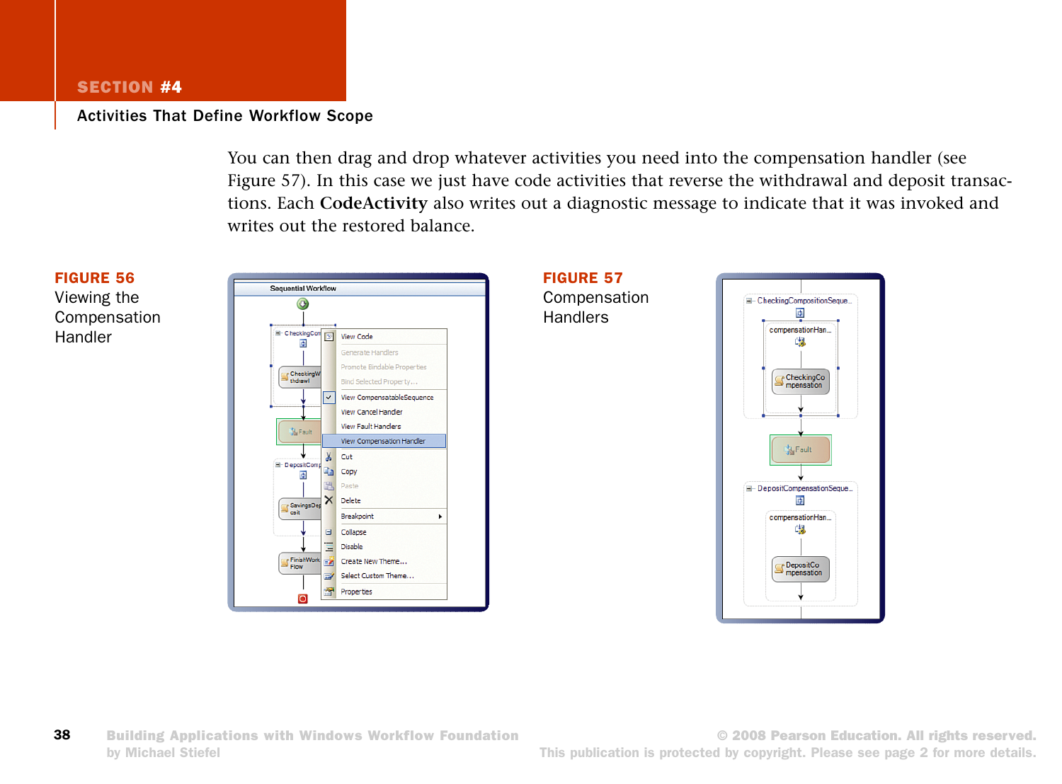You can then drag and drop whatever activities you need into the compensation handler (see Figure 57). In this case we just have code activities that reverse the withdrawal and deposit transactions. Each **CodeActivity** also writes out a diagnostic message to indicate that it was invoked and writes out the restored balance.

**FIGURE 56**
Viewing the Compensation Handler

**FIGURE 57**
Compensation Handlers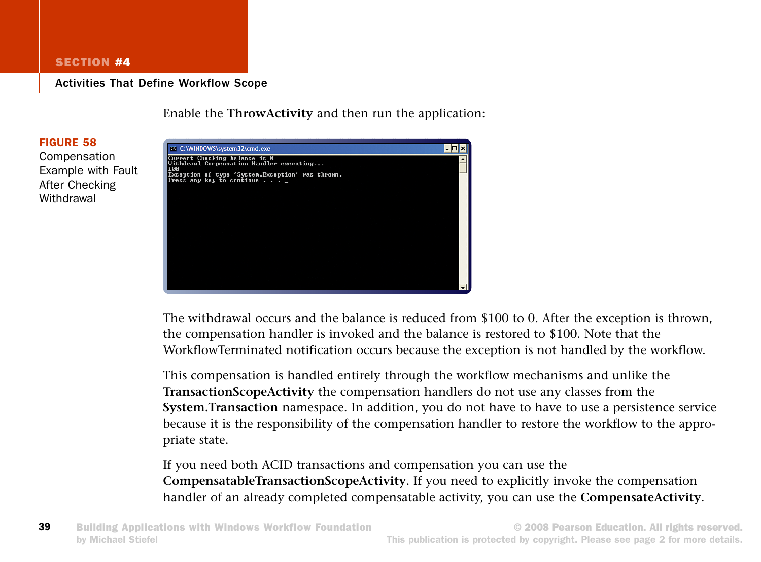Enable the **ThrowActivity** and then run the application:

**FIGURE 58**
Compensation Example with Fault After Checking Withdrawal

```
C:\WINDOWS\system32\cmd.exe
Current Checking balance is 0
Withdrawl Compensation Handler executing...
100
Exception of type 'System.Exception' was thrown.
Press any key to continue . . . _
```

The withdrawal occurs and the balance is reduced from $100 to 0. After the exception is thrown, the compensation handler is invoked and the balance is restored to $100. Note that the WorkflowTerminated notification occurs because the exception is not handled by the workflow.

This compensation is handled entirely through the workflow mechanisms and unlike the **TransactionScopeActivity** the compensation handlers do not use any classes from the **System.Transaction** namespace. In addition, you do not have to have to use a persistence service because it is the responsibility of the compensation handler to restore the workflow to the appropriate state.

If you need both ACID transactions and compensation you can use the **CompensatableTransactionScopeActivity**. If you need to explicitly invoke the compensation handler of an already completed compensatable activity, you can use the **CompensateActivity**.